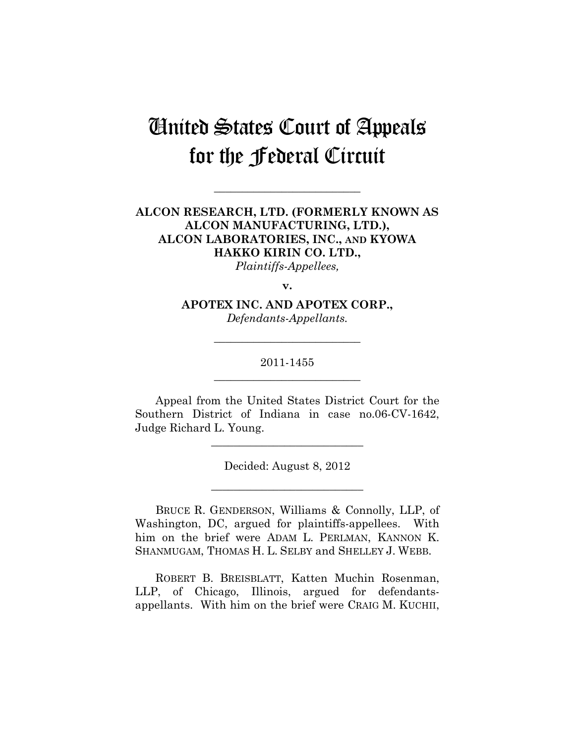# United States Court of Appeals for the Federal Circuit

---

**ALCON RESEARCH, LTD. (FORMERLY KNOWN AS ALCON MANUFACTURING, LTD.), ALCON LABORATORIES, INC., AND KYOWA HAKKO KIRIN CO. LTD.,**
*Plaintiffs-Appellees,*

**v.**

**APOTEX INC. AND APOTEX CORP.,**
*Defendants-Appellants.*

---

2011-1455

---

Appeal from the United States District Court for the Southern District of Indiana in case no.06-CV-1642, Judge Richard L. Young.

---

Decided: August 8, 2012

---

BRUCE R. GENDERSON, Williams & Connolly, LLP, of Washington, DC, argued for plaintiffs-appellees. With him on the brief were ADAM L. PERLMAN, KANNON K. SHANMUGAM, THOMAS H. L. SELBY and SHELLEY J. WEBB.

ROBERT B. BREISBLATT, Katten Muchin Rosenman, LLP, of Chicago, Illinois, argued for defendants-appellants. With him on the brief were CRAIG M. KUCHII,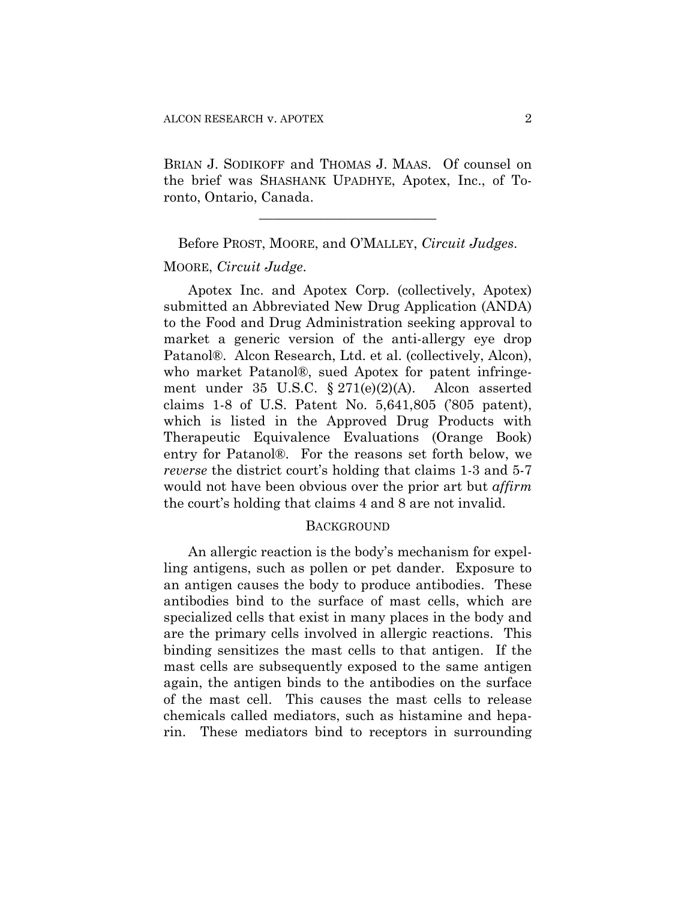BRIAN J. SODIKOFF and THOMAS J. MAAS. Of counsel on the brief was SHASHANK UPADHYE, Apotex, Inc., of Toronto, Ontario, Canada.

---

Before PROST, MOORE, and O'MALLEY, *Circuit Judges*.

MOORE, *Circuit Judge*.

Apotex Inc. and Apotex Corp. (collectively, Apotex) submitted an Abbreviated New Drug Application (ANDA) to the Food and Drug Administration seeking approval to market a generic version of the anti-allergy eye drop Patanol®. Alcon Research, Ltd. et al. (collectively, Alcon), who market Patanol®, sued Apotex for patent infringement under 35 U.S.C. § 271(e)(2)(A). Alcon asserted claims 1-8 of U.S. Patent No. 5,641,805 ('805 patent), which is listed in the Approved Drug Products with Therapeutic Equivalence Evaluations (Orange Book) entry for Patanol®. For the reasons set forth below, we *reverse* the district court's holding that claims 1-3 and 5-7 would not have been obvious over the prior art but *affirm* the court's holding that claims 4 and 8 are not invalid.

## BACKGROUND

An allergic reaction is the body's mechanism for expelling antigens, such as pollen or pet dander. Exposure to an antigen causes the body to produce antibodies. These antibodies bind to the surface of mast cells, which are specialized cells that exist in many places in the body and are the primary cells involved in allergic reactions. This binding sensitizes the mast cells to that antigen. If the mast cells are subsequently exposed to the same antigen again, the antigen binds to the antibodies on the surface of the mast cell. This causes the mast cells to release chemicals called mediators, such as histamine and heparin. These mediators bind to receptors in surrounding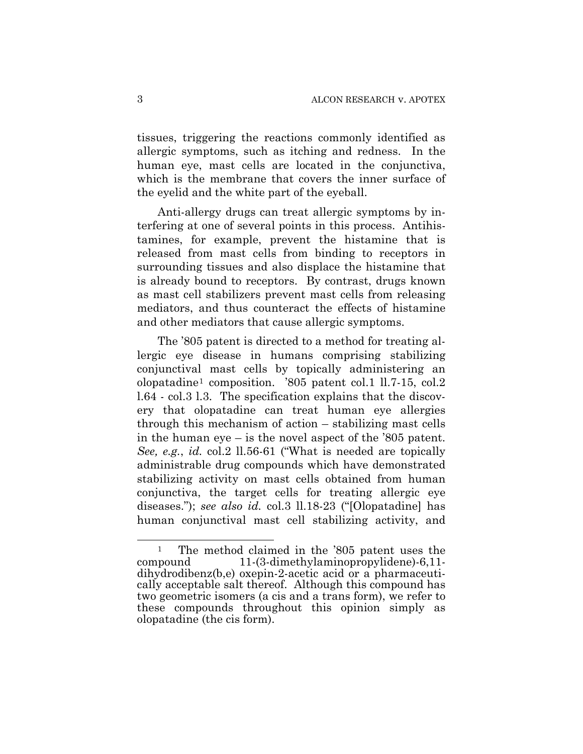tissues, triggering the reactions commonly identified as allergic symptoms, such as itching and redness. In the human eye, mast cells are located in the conjunctiva, which is the membrane that covers the inner surface of the eyelid and the white part of the eyeball.

Anti-allergy drugs can treat allergic symptoms by interfering at one of several points in this process. Antihistamines, for example, prevent the histamine that is released from mast cells from binding to receptors in surrounding tissues and also displace the histamine that is already bound to receptors. By contrast, drugs known as mast cell stabilizers prevent mast cells from releasing mediators, and thus counteract the effects of histamine and other mediators that cause allergic symptoms.

The '805 patent is directed to a method for treating allergic eye disease in humans comprising stabilizing conjunctival mast cells by topically administering an olopatadine[1] composition. '805 patent col.1 ll.7-15, col.2 l.64 - col.3 l.3. The specification explains that the discovery that olopatadine can treat human eye allergies through this mechanism of action – stabilizing mast cells in the human eye – is the novel aspect of the '805 patent. *See, e.g.*, *id.* col.2 ll.56-61 ("What is needed are topically administrable drug compounds which have demonstrated stabilizing activity on mast cells obtained from human conjunctiva, the target cells for treating allergic eye diseases."); *see also id.* col.3 ll.18-23 ("[Olopatadine] has human conjunctival mast cell stabilizing activity, and

---

[1] The method claimed in the '805 patent uses the compound 11-(3-dimethylaminopropylidene)-6,11-dihydrodibenz(b,e) oxepin-2-acetic acid or a pharmaceutically acceptable salt thereof. Although this compound has two geometric isomers (a cis and a trans form), we refer to these compounds throughout this opinion simply as olopatadine (the cis form).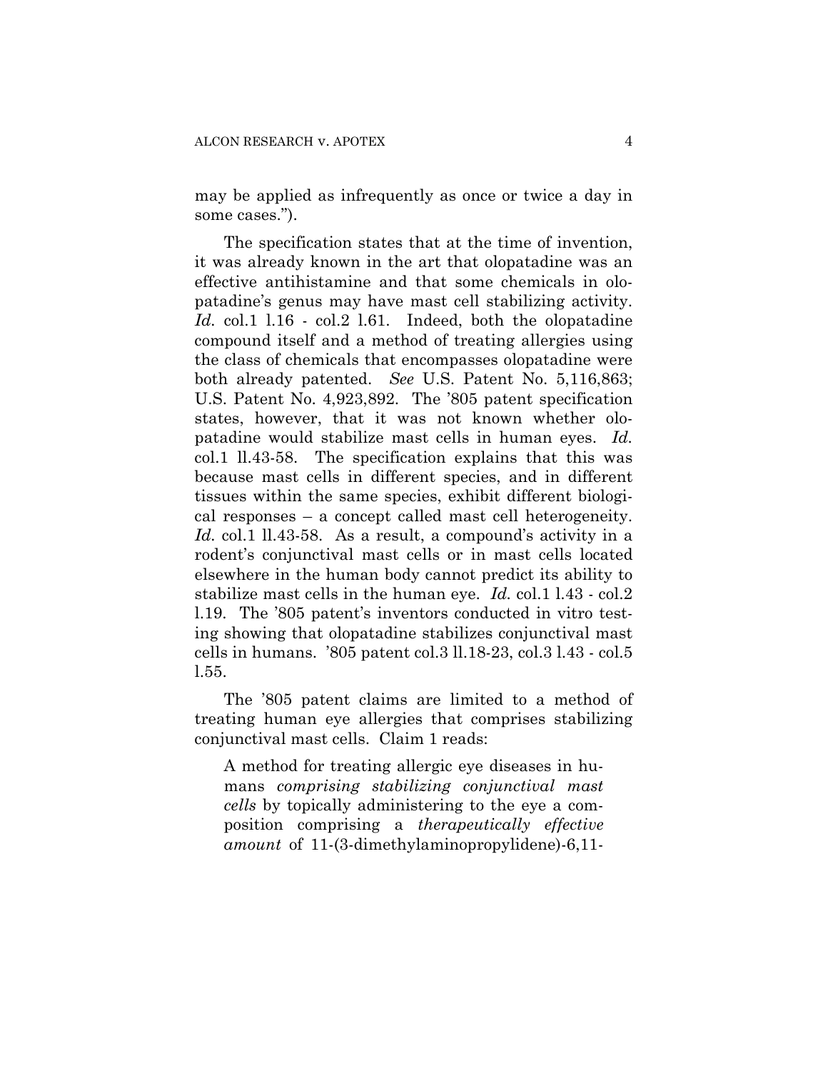may be applied as infrequently as once or twice a day in some cases.").

The specification states that at the time of invention, it was already known in the art that olopatadine was an effective antihistamine and that some chemicals in olopatadine's genus may have mast cell stabilizing activity. *Id.* col.1 l.16 - col.2 l.61. Indeed, both the olopatadine compound itself and a method of treating allergies using the class of chemicals that encompasses olopatadine were both already patented. *See* U.S. Patent No. 5,116,863; U.S. Patent No. 4,923,892. The '805 patent specification states, however, that it was not known whether olopatadine would stabilize mast cells in human eyes. *Id.* col.1 ll.43-58. The specification explains that this was because mast cells in different species, and in different tissues within the same species, exhibit different biological responses – a concept called mast cell heterogeneity. *Id.* col.1 ll.43-58. As a result, a compound's activity in a rodent's conjunctival mast cells or in mast cells located elsewhere in the human body cannot predict its ability to stabilize mast cells in the human eye. *Id.* col.1 l.43 - col.2 l.19. The '805 patent's inventors conducted in vitro testing showing that olopatadine stabilizes conjunctival mast cells in humans. '805 patent col.3 ll.18-23, col.3 l.43 - col.5 l.55.

The '805 patent claims are limited to a method of treating human eye allergies that comprises stabilizing conjunctival mast cells. Claim 1 reads:

> A method for treating allergic eye diseases in humans *comprising stabilizing conjunctival mast cells* by topically administering to the eye a composition comprising a *therapeutically effective amount* of 11-(3-dimethylaminopropylidene)-6,11-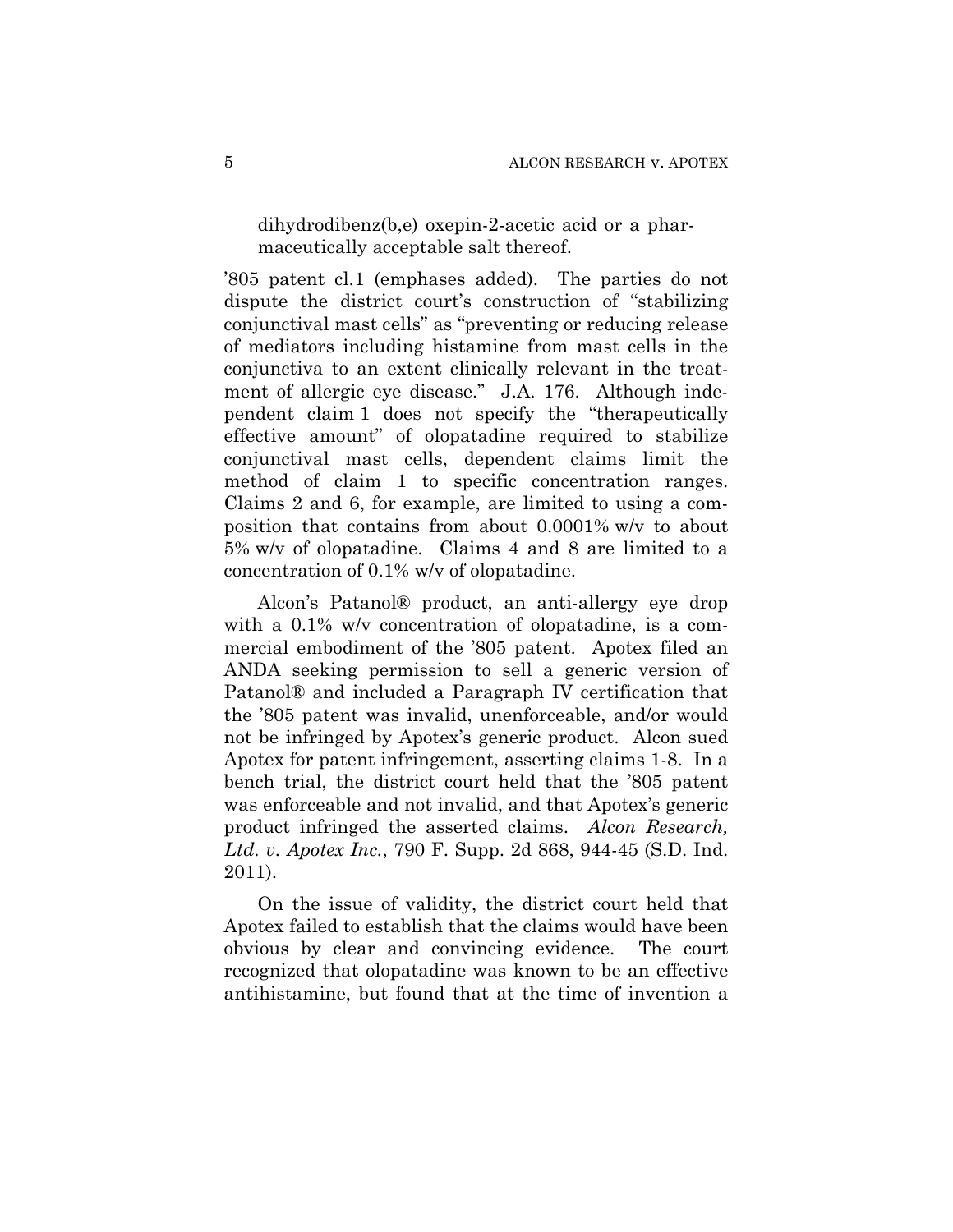dihydrodibenz(b,e) oxepin-2-acetic acid or a pharmaceutically acceptable salt thereof.

'805 patent cl.1 (emphases added). The parties do not dispute the district court's construction of "stabilizing conjunctival mast cells" as "preventing or reducing release of mediators including histamine from mast cells in the conjunctiva to an extent clinically relevant in the treatment of allergic eye disease." J.A. 176. Although independent claim 1 does not specify the "therapeutically effective amount" of olopatadine required to stabilize conjunctival mast cells, dependent claims limit the method of claim 1 to specific concentration ranges. Claims 2 and 6, for example, are limited to using a composition that contains from about 0.0001% w/v to about 5% w/v of olopatadine. Claims 4 and 8 are limited to a concentration of 0.1% w/v of olopatadine.

Alcon's Patanol® product, an anti-allergy eye drop with a 0.1% w/v concentration of olopatadine, is a commercial embodiment of the '805 patent. Apotex filed an ANDA seeking permission to sell a generic version of Patanol® and included a Paragraph IV certification that the '805 patent was invalid, unenforceable, and/or would not be infringed by Apotex's generic product. Alcon sued Apotex for patent infringement, asserting claims 1-8. In a bench trial, the district court held that the '805 patent was enforceable and not invalid, and that Apotex's generic product infringed the asserted claims. *Alcon Research, Ltd. v. Apotex Inc.*, 790 F. Supp. 2d 868, 944-45 (S.D. Ind. 2011).

On the issue of validity, the district court held that Apotex failed to establish that the claims would have been obvious by clear and convincing evidence. The court recognized that olopatadine was known to be an effective antihistamine, but found that at the time of invention a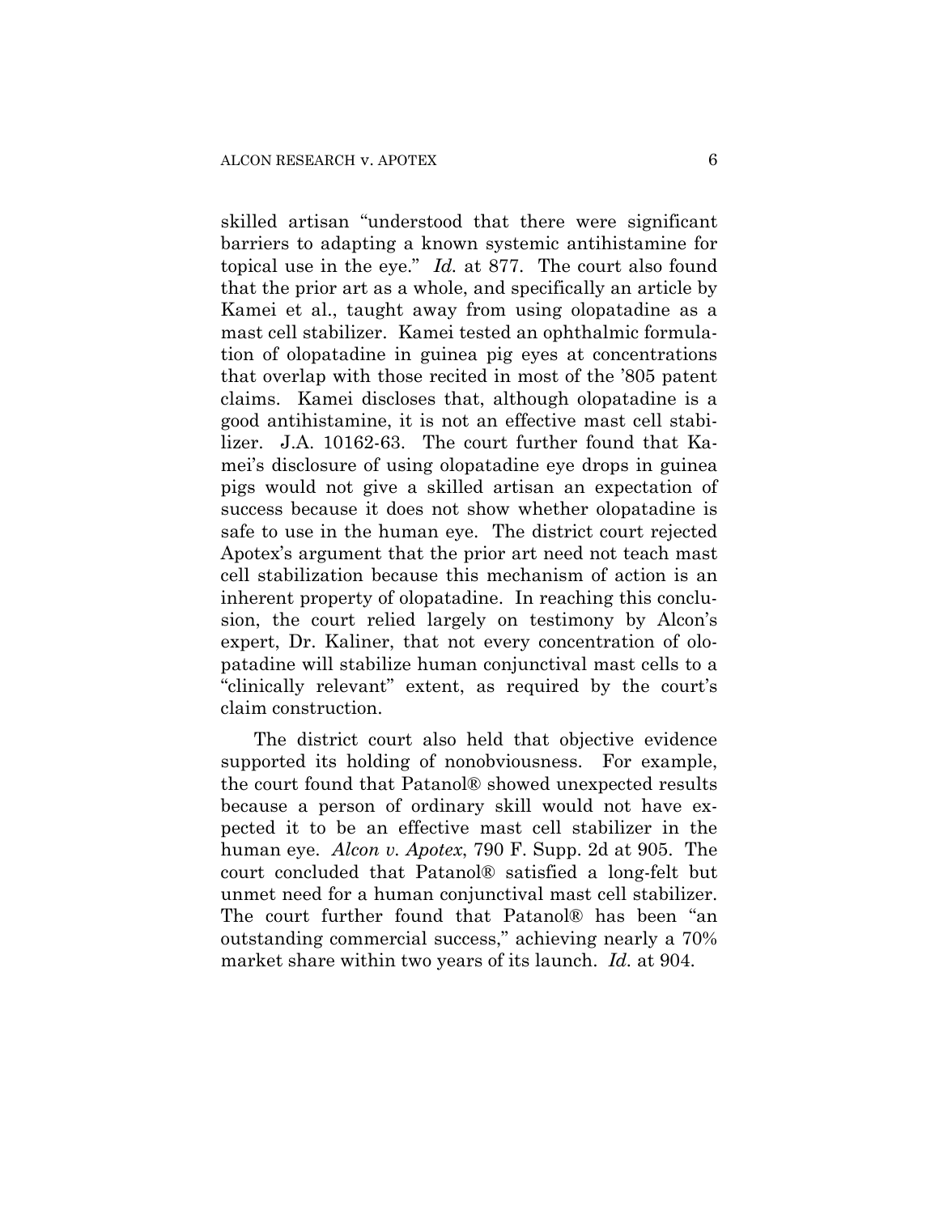skilled artisan "understood that there were significant barriers to adapting a known systemic antihistamine for topical use in the eye." *Id.* at 877. The court also found that the prior art as a whole, and specifically an article by Kamei et al., taught away from using olopatadine as a mast cell stabilizer. Kamei tested an ophthalmic formulation of olopatadine in guinea pig eyes at concentrations that overlap with those recited in most of the '805 patent claims. Kamei discloses that, although olopatadine is a good antihistamine, it is not an effective mast cell stabilizer. J.A. 10162-63. The court further found that Kamei's disclosure of using olopatadine eye drops in guinea pigs would not give a skilled artisan an expectation of success because it does not show whether olopatadine is safe to use in the human eye. The district court rejected Apotex's argument that the prior art need not teach mast cell stabilization because this mechanism of action is an inherent property of olopatadine. In reaching this conclusion, the court relied largely on testimony by Alcon's expert, Dr. Kaliner, that not every concentration of olopatadine will stabilize human conjunctival mast cells to a "clinically relevant" extent, as required by the court's claim construction.

The district court also held that objective evidence supported its holding of nonobviousness. For example, the court found that Patanol® showed unexpected results because a person of ordinary skill would not have expected it to be an effective mast cell stabilizer in the human eye. *Alcon v. Apotex*, 790 F. Supp. 2d at 905. The court concluded that Patanol® satisfied a long-felt but unmet need for a human conjunctival mast cell stabilizer. The court further found that Patanol® has been "an outstanding commercial success," achieving nearly a 70% market share within two years of its launch. *Id.* at 904.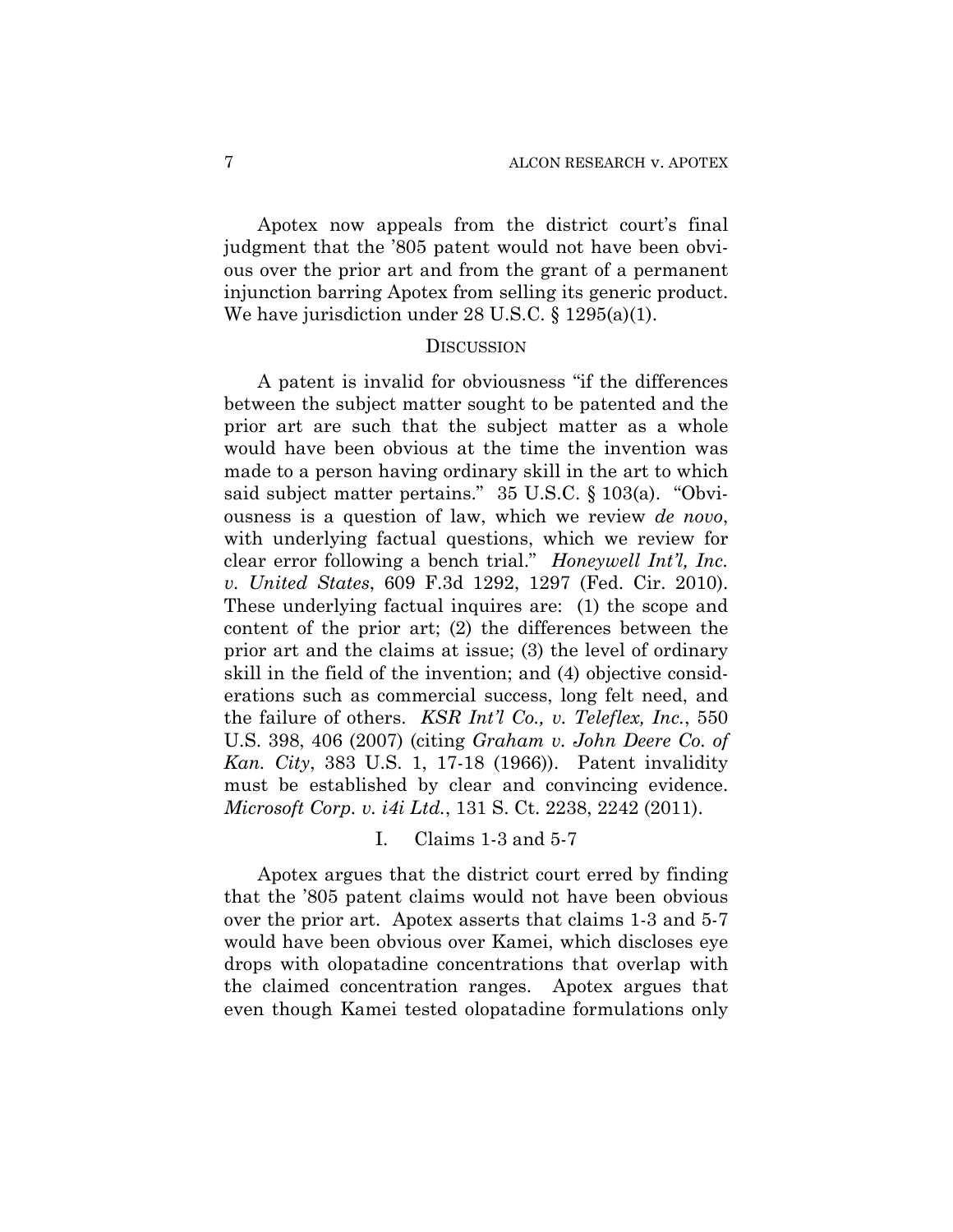Apotex now appeals from the district court's final judgment that the '805 patent would not have been obvious over the prior art and from the grant of a permanent injunction barring Apotex from selling its generic product. We have jurisdiction under 28 U.S.C. § 1295(a)(1).

## DISCUSSION

A patent is invalid for obviousness "if the differences between the subject matter sought to be patented and the prior art are such that the subject matter as a whole would have been obvious at the time the invention was made to a person having ordinary skill in the art to which said subject matter pertains." 35 U.S.C. § 103(a). "Obviousness is a question of law, which we review *de novo*, with underlying factual questions, which we review for clear error following a bench trial." *Honeywell Int'l, Inc. v. United States*, 609 F.3d 1292, 1297 (Fed. Cir. 2010). These underlying factual inquires are: (1) the scope and content of the prior art; (2) the differences between the prior art and the claims at issue; (3) the level of ordinary skill in the field of the invention; and (4) objective considerations such as commercial success, long felt need, and the failure of others. *KSR Int'l Co., v. Teleflex, Inc.*, 550 U.S. 398, 406 (2007) (citing *Graham v. John Deere Co. of Kan. City*, 383 U.S. 1, 17-18 (1966)). Patent invalidity must be established by clear and convincing evidence. *Microsoft Corp. v. i4i Ltd.*, 131 S. Ct. 2238, 2242 (2011).

### I. Claims 1-3 and 5-7

Apotex argues that the district court erred by finding that the '805 patent claims would not have been obvious over the prior art. Apotex asserts that claims 1-3 and 5-7 would have been obvious over Kamei, which discloses eye drops with olopatadine concentrations that overlap with the claimed concentration ranges. Apotex argues that even though Kamei tested olopatadine formulations only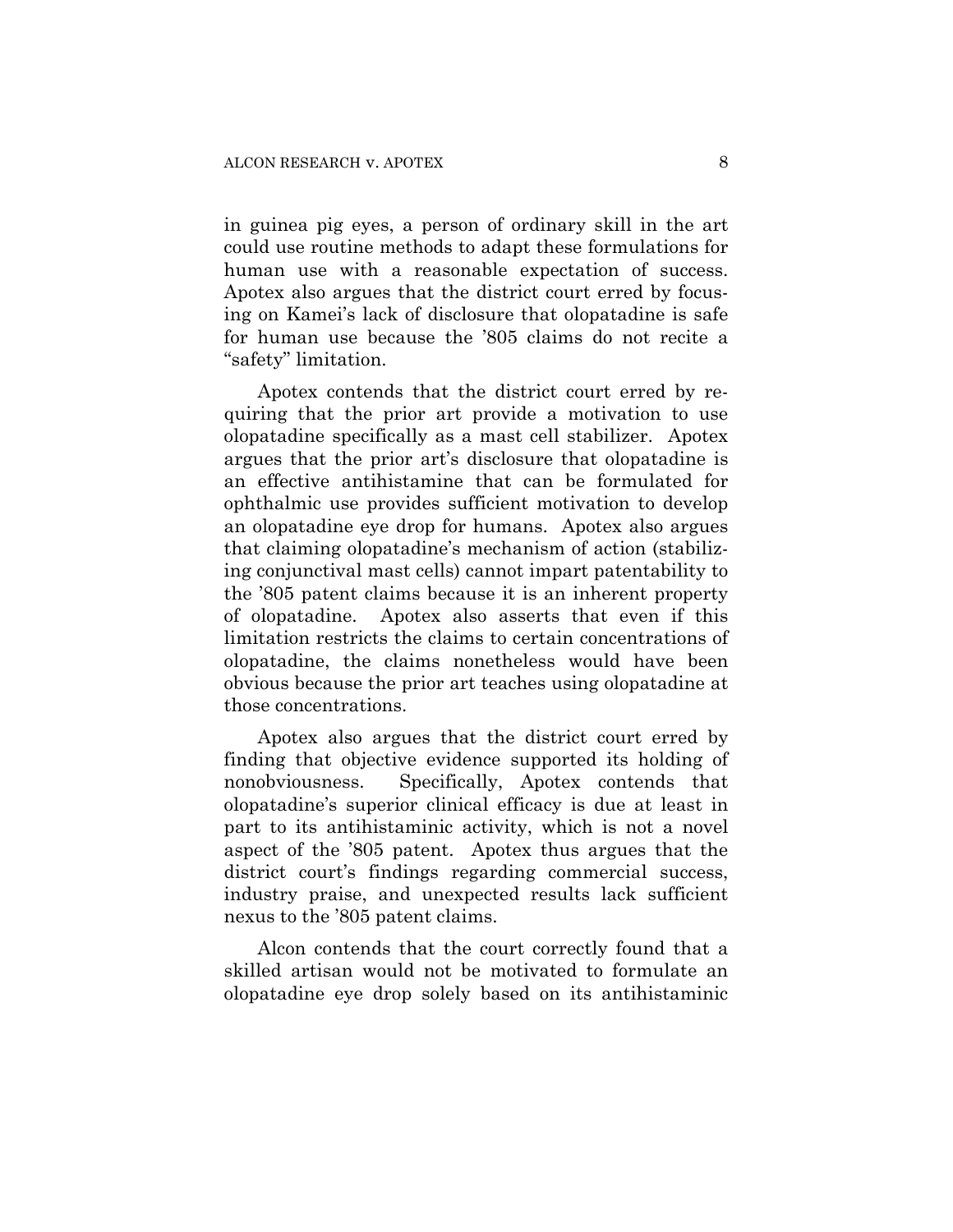in guinea pig eyes, a person of ordinary skill in the art could use routine methods to adapt these formulations for human use with a reasonable expectation of success. Apotex also argues that the district court erred by focusing on Kamei's lack of disclosure that olopatadine is safe for human use because the '805 claims do not recite a "safety" limitation.

Apotex contends that the district court erred by requiring that the prior art provide a motivation to use olopatadine specifically as a mast cell stabilizer. Apotex argues that the prior art's disclosure that olopatadine is an effective antihistamine that can be formulated for ophthalmic use provides sufficient motivation to develop an olopatadine eye drop for humans. Apotex also argues that claiming olopatadine's mechanism of action (stabilizing conjunctival mast cells) cannot impart patentability to the '805 patent claims because it is an inherent property of olopatadine. Apotex also asserts that even if this limitation restricts the claims to certain concentrations of olopatadine, the claims nonetheless would have been obvious because the prior art teaches using olopatadine at those concentrations.

Apotex also argues that the district court erred by finding that objective evidence supported its holding of nonobviousness. Specifically, Apotex contends that olopatadine's superior clinical efficacy is due at least in part to its antihistaminic activity, which is not a novel aspect of the '805 patent. Apotex thus argues that the district court's findings regarding commercial success, industry praise, and unexpected results lack sufficient nexus to the '805 patent claims.

Alcon contends that the court correctly found that a skilled artisan would not be motivated to formulate an olopatadine eye drop solely based on its antihistaminic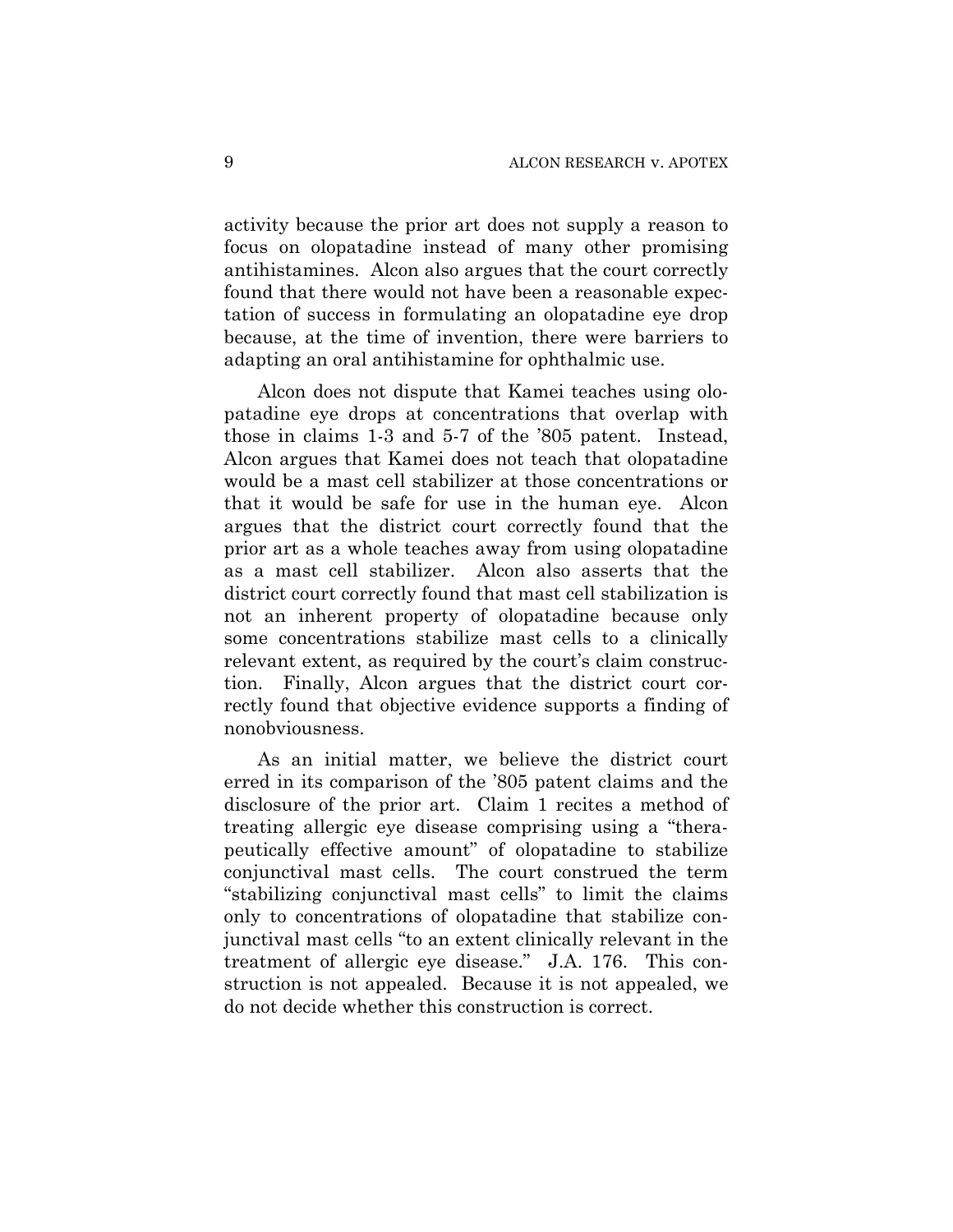activity because the prior art does not supply a reason to focus on olopatadine instead of many other promising antihistamines. Alcon also argues that the court correctly found that there would not have been a reasonable expectation of success in formulating an olopatadine eye drop because, at the time of invention, there were barriers to adapting an oral antihistamine for ophthalmic use.

Alcon does not dispute that Kamei teaches using olopatadine eye drops at concentrations that overlap with those in claims 1-3 and 5-7 of the '805 patent. Instead, Alcon argues that Kamei does not teach that olopatadine would be a mast cell stabilizer at those concentrations or that it would be safe for use in the human eye. Alcon argues that the district court correctly found that the prior art as a whole teaches away from using olopatadine as a mast cell stabilizer. Alcon also asserts that the district court correctly found that mast cell stabilization is not an inherent property of olopatadine because only some concentrations stabilize mast cells to a clinically relevant extent, as required by the court's claim construction. Finally, Alcon argues that the district court correctly found that objective evidence supports a finding of nonobviousness.

As an initial matter, we believe the district court erred in its comparison of the '805 patent claims and the disclosure of the prior art. Claim 1 recites a method of treating allergic eye disease comprising using a "therapeutically effective amount" of olopatadine to stabilize conjunctival mast cells. The court construed the term "stabilizing conjunctival mast cells" to limit the claims only to concentrations of olopatadine that stabilize conjunctival mast cells "to an extent clinically relevant in the treatment of allergic eye disease." J.A. 176. This construction is not appealed. Because it is not appealed, we do not decide whether this construction is correct.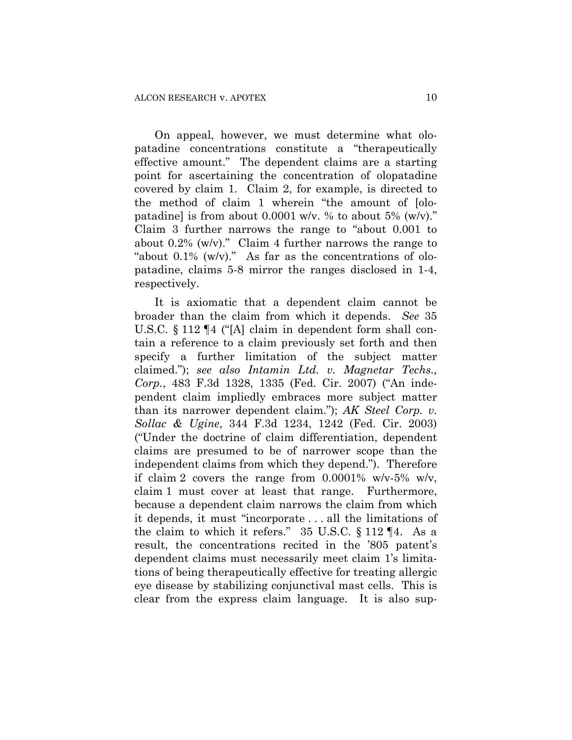On appeal, however, we must determine what olopatadine concentrations constitute a "therapeutically effective amount." The dependent claims are a starting point for ascertaining the concentration of olopatadine covered by claim 1. Claim 2, for example, is directed to the method of claim 1 wherein "the amount of [olopatadine] is from about 0.0001 w/v. % to about 5% (w/v)." Claim 3 further narrows the range to "about 0.001 to about 0.2% (w/v)." Claim 4 further narrows the range to "about 0.1% (w/v)." As far as the concentrations of olopatadine, claims 5-8 mirror the ranges disclosed in 1-4, respectively.

It is axiomatic that a dependent claim cannot be broader than the claim from which it depends. *See* 35 U.S.C. § 112 ¶4 ("[A] claim in dependent form shall contain a reference to a claim previously set forth and then specify a further limitation of the subject matter claimed."); *see also Intamin Ltd. v. Magnetar Techs., Corp.*, 483 F.3d 1328, 1335 (Fed. Cir. 2007) ("An independent claim impliedly embraces more subject matter than its narrower dependent claim."); *AK Steel Corp. v. Sollac & Ugine*, 344 F.3d 1234, 1242 (Fed. Cir. 2003) ("Under the doctrine of claim differentiation, dependent claims are presumed to be of narrower scope than the independent claims from which they depend."). Therefore if claim 2 covers the range from 0.0001% w/v-5% w/v, claim 1 must cover at least that range. Furthermore, because a dependent claim narrows the claim from which it depends, it must "incorporate . . . all the limitations of the claim to which it refers." 35 U.S.C. § 112 ¶4. As a result, the concentrations recited in the '805 patent's dependent claims must necessarily meet claim 1's limitations of being therapeutically effective for treating allergic eye disease by stabilizing conjunctival mast cells. This is clear from the express claim language. It is also sup-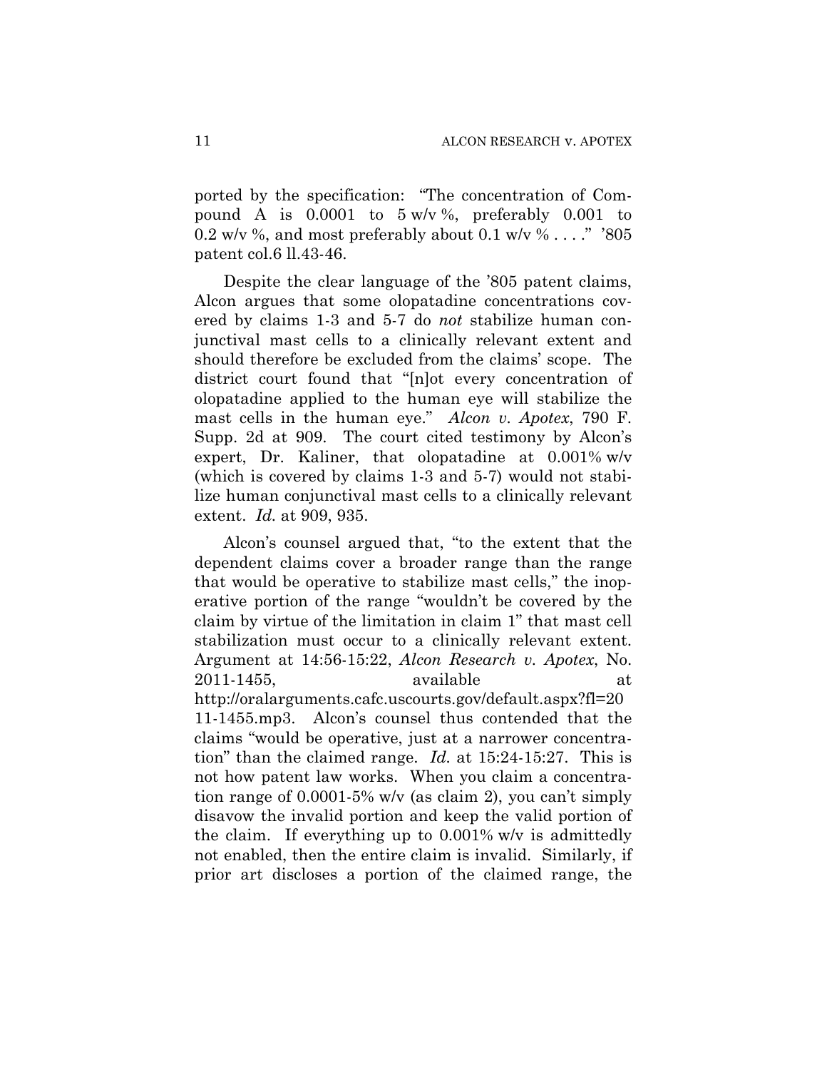ported by the specification: "The concentration of Compound A is 0.0001 to 5 w/v %, preferably 0.001 to 0.2 w/v %, and most preferably about 0.1 w/v % . . . ." '805 patent col.6 ll.43-46.

Despite the clear language of the '805 patent claims, Alcon argues that some olopatadine concentrations covered by claims 1-3 and 5-7 do *not* stabilize human conjunctival mast cells to a clinically relevant extent and should therefore be excluded from the claims' scope. The district court found that "[n]ot every concentration of olopatadine applied to the human eye will stabilize the mast cells in the human eye." *Alcon v. Apotex*, 790 F. Supp. 2d at 909. The court cited testimony by Alcon's expert, Dr. Kaliner, that olopatadine at 0.001% w/v (which is covered by claims 1-3 and 5-7) would not stabilize human conjunctival mast cells to a clinically relevant extent. *Id.* at 909, 935.

Alcon's counsel argued that, "to the extent that the dependent claims cover a broader range than the range that would be operative to stabilize mast cells," the inoperative portion of the range "wouldn't be covered by the claim by virtue of the limitation in claim 1" that mast cell stabilization must occur to a clinically relevant extent. Argument at 14:56-15:22, *Alcon Research v. Apotex*, No. 2011-1455, available at http://oralarguments.cafc.uscourts.gov/default.aspx?fl=2011-1455.mp3. Alcon's counsel thus contended that the claims "would be operative, just at a narrower concentration" than the claimed range. *Id.* at 15:24-15:27. This is not how patent law works. When you claim a concentration range of 0.0001-5% w/v (as claim 2), you can't simply disavow the invalid portion and keep the valid portion of the claim. If everything up to 0.001% w/v is admittedly not enabled, then the entire claim is invalid. Similarly, if prior art discloses a portion of the claimed range, the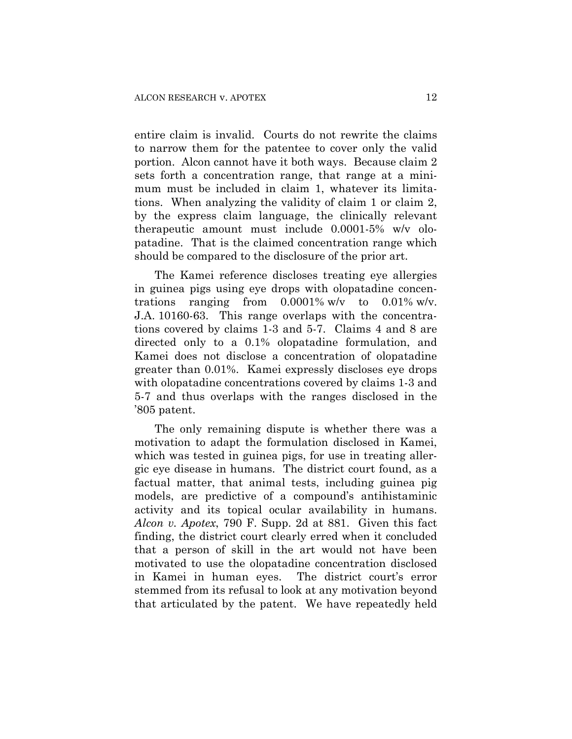entire claim is invalid. Courts do not rewrite the claims to narrow them for the patentee to cover only the valid portion. Alcon cannot have it both ways. Because claim 2 sets forth a concentration range, that range at a minimum must be included in claim 1, whatever its limitations. When analyzing the validity of claim 1 or claim 2, by the express claim language, the clinically relevant therapeutic amount must include 0.0001-5% w/v olopatadine. That is the claimed concentration range which should be compared to the disclosure of the prior art.

The Kamei reference discloses treating eye allergies in guinea pigs using eye drops with olopatadine concentrations ranging from 0.0001% w/v to 0.01% w/v. J.A. 10160-63. This range overlaps with the concentrations covered by claims 1-3 and 5-7. Claims 4 and 8 are directed only to a 0.1% olopatadine formulation, and Kamei does not disclose a concentration of olopatadine greater than 0.01%. Kamei expressly discloses eye drops with olopatadine concentrations covered by claims 1-3 and 5-7 and thus overlaps with the ranges disclosed in the '805 patent.

The only remaining dispute is whether there was a motivation to adapt the formulation disclosed in Kamei, which was tested in guinea pigs, for use in treating allergic eye disease in humans. The district court found, as a factual matter, that animal tests, including guinea pig models, are predictive of a compound's antihistaminic activity and its topical ocular availability in humans. *Alcon v. Apotex*, 790 F. Supp. 2d at 881. Given this fact finding, the district court clearly erred when it concluded that a person of skill in the art would not have been motivated to use the olopatadine concentration disclosed in Kamei in human eyes. The district court's error stemmed from its refusal to look at any motivation beyond that articulated by the patent. We have repeatedly held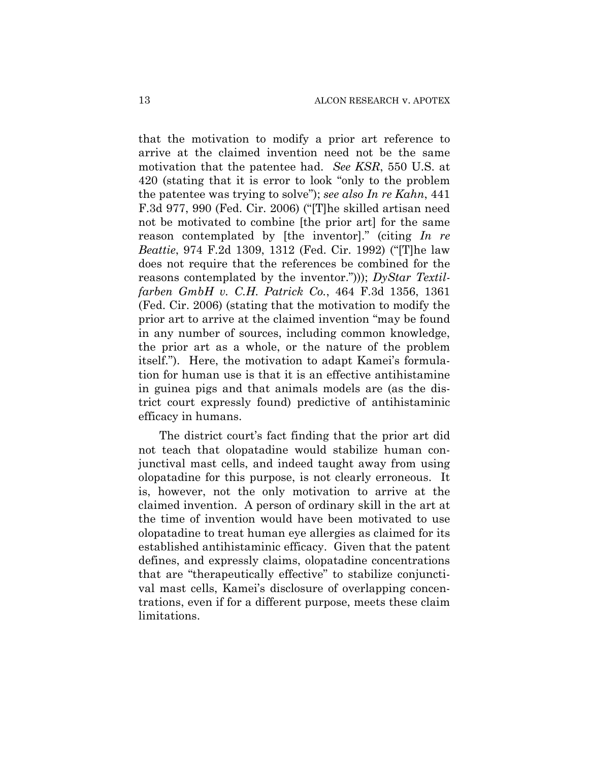that the motivation to modify a prior art reference to arrive at the claimed invention need not be the same motivation that the patentee had. *See KSR*, 550 U.S. at 420 (stating that it is error to look "only to the problem the patentee was trying to solve"); *see also In re Kahn*, 441 F.3d 977, 990 (Fed. Cir. 2006) ("[T]he skilled artisan need not be motivated to combine [the prior art] for the same reason contemplated by [the inventor]." (citing *In re Beattie*, 974 F.2d 1309, 1312 (Fed. Cir. 1992) ("[T]he law does not require that the references be combined for the reasons contemplated by the inventor."))); *DyStar Textilfarben GmbH v. C.H. Patrick Co.*, 464 F.3d 1356, 1361 (Fed. Cir. 2006) (stating that the motivation to modify the prior art to arrive at the claimed invention "may be found in any number of sources, including common knowledge, the prior art as a whole, or the nature of the problem itself."). Here, the motivation to adapt Kamei's formulation for human use is that it is an effective antihistamine in guinea pigs and that animals models are (as the district court expressly found) predictive of antihistaminic efficacy in humans.

The district court's fact finding that the prior art did not teach that olopatadine would stabilize human conjunctival mast cells, and indeed taught away from using olopatadine for this purpose, is not clearly erroneous. It is, however, not the only motivation to arrive at the claimed invention. A person of ordinary skill in the art at the time of invention would have been motivated to use olopatadine to treat human eye allergies as claimed for its established antihistaminic efficacy. Given that the patent defines, and expressly claims, olopatadine concentrations that are "therapeutically effective" to stabilize conjunctival mast cells, Kamei's disclosure of overlapping concentrations, even if for a different purpose, meets these claim limitations.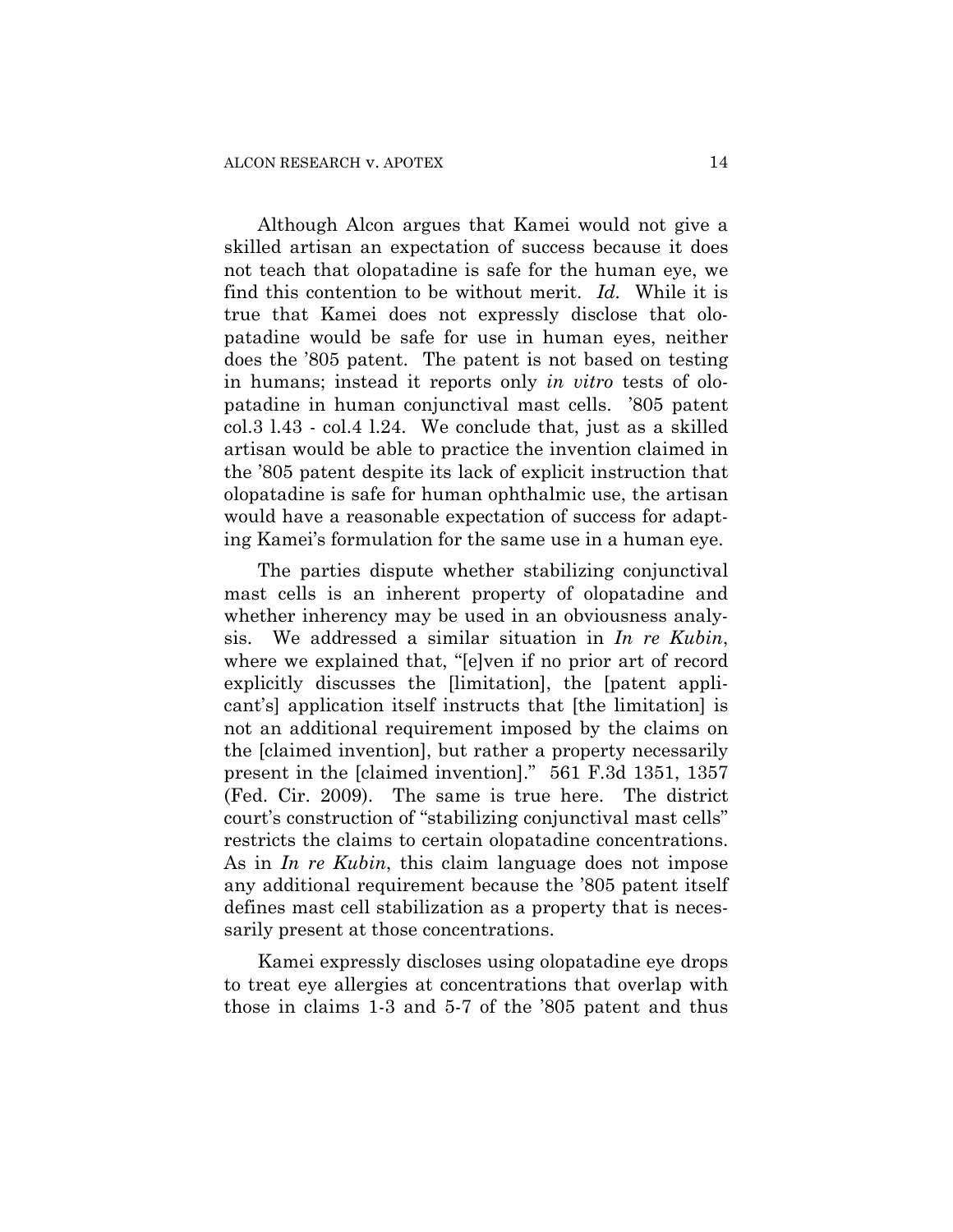Although Alcon argues that Kamei would not give a skilled artisan an expectation of success because it does not teach that olopatadine is safe for the human eye, we find this contention to be without merit. *Id.* While it is true that Kamei does not expressly disclose that olopatadine would be safe for use in human eyes, neither does the '805 patent. The patent is not based on testing in humans; instead it reports only *in vitro* tests of olopatadine in human conjunctival mast cells. '805 patent col.3 l.43 - col.4 l.24. We conclude that, just as a skilled artisan would be able to practice the invention claimed in the '805 patent despite its lack of explicit instruction that olopatadine is safe for human ophthalmic use, the artisan would have a reasonable expectation of success for adapting Kamei's formulation for the same use in a human eye.

The parties dispute whether stabilizing conjunctival mast cells is an inherent property of olopatadine and whether inherency may be used in an obviousness analysis. We addressed a similar situation in *In re Kubin*, where we explained that, "[e]ven if no prior art of record explicitly discusses the [limitation], the [patent applicant's] application itself instructs that [the limitation] is not an additional requirement imposed by the claims on the [claimed invention], but rather a property necessarily present in the [claimed invention]." 561 F.3d 1351, 1357 (Fed. Cir. 2009). The same is true here. The district court's construction of "stabilizing conjunctival mast cells" restricts the claims to certain olopatadine concentrations. As in *In re Kubin*, this claim language does not impose any additional requirement because the '805 patent itself defines mast cell stabilization as a property that is necessarily present at those concentrations.

Kamei expressly discloses using olopatadine eye drops to treat eye allergies at concentrations that overlap with those in claims 1-3 and 5-7 of the '805 patent and thus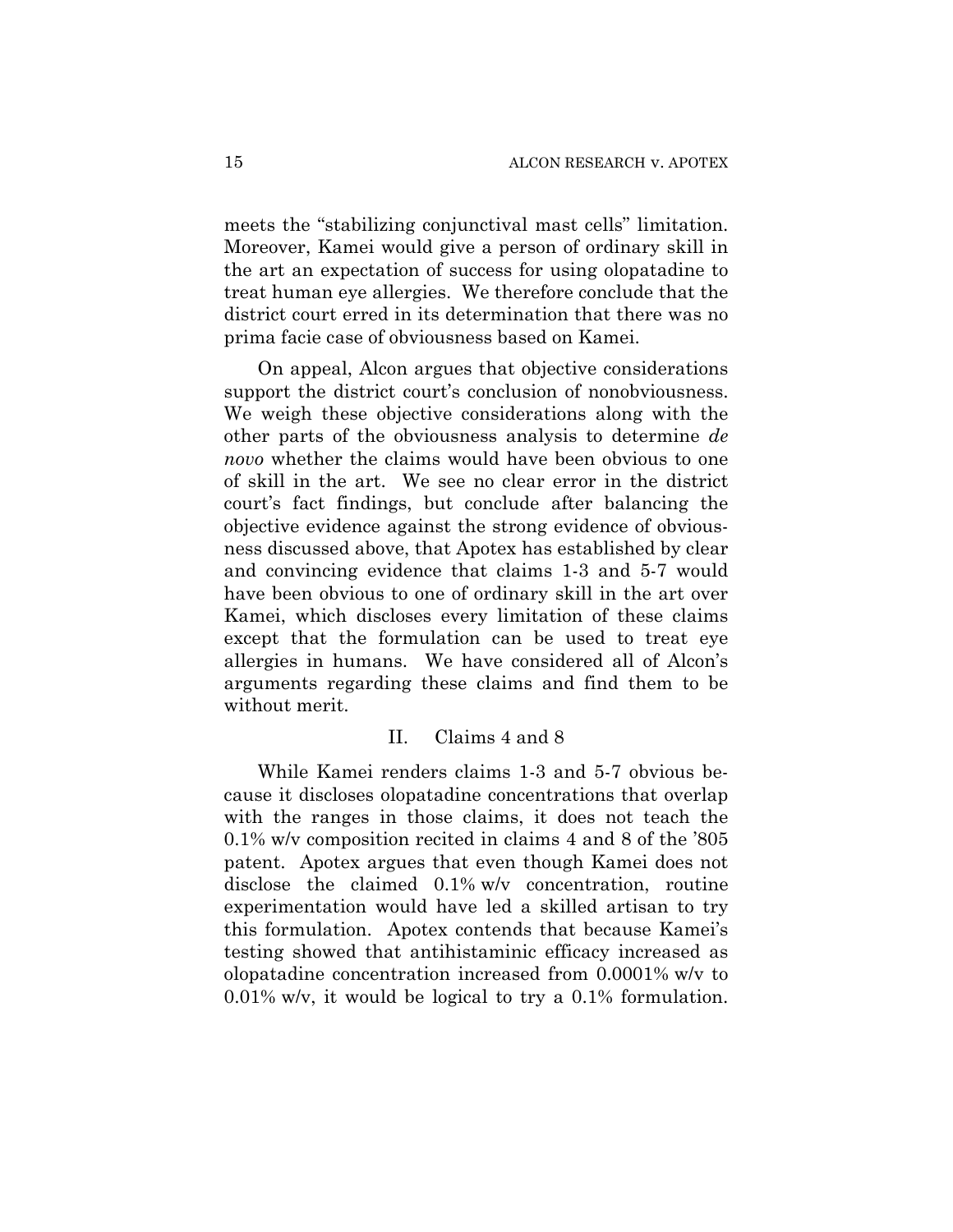meets the "stabilizing conjunctival mast cells" limitation. Moreover, Kamei would give a person of ordinary skill in the art an expectation of success for using olopatadine to treat human eye allergies. We therefore conclude that the district court erred in its determination that there was no prima facie case of obviousness based on Kamei.

On appeal, Alcon argues that objective considerations support the district court's conclusion of nonobviousness. We weigh these objective considerations along with the other parts of the obviousness analysis to determine *de novo* whether the claims would have been obvious to one of skill in the art. We see no clear error in the district court's fact findings, but conclude after balancing the objective evidence against the strong evidence of obviousness discussed above, that Apotex has established by clear and convincing evidence that claims 1-3 and 5-7 would have been obvious to one of ordinary skill in the art over Kamei, which discloses every limitation of these claims except that the formulation can be used to treat eye allergies in humans. We have considered all of Alcon's arguments regarding these claims and find them to be without merit.

## II. Claims 4 and 8

While Kamei renders claims 1-3 and 5-7 obvious because it discloses olopatadine concentrations that overlap with the ranges in those claims, it does not teach the 0.1% w/v composition recited in claims 4 and 8 of the '805 patent. Apotex argues that even though Kamei does not disclose the claimed 0.1% w/v concentration, routine experimentation would have led a skilled artisan to try this formulation. Apotex contends that because Kamei's testing showed that antihistaminic efficacy increased as olopatadine concentration increased from 0.0001% w/v to 0.01% w/v, it would be logical to try a 0.1% formulation.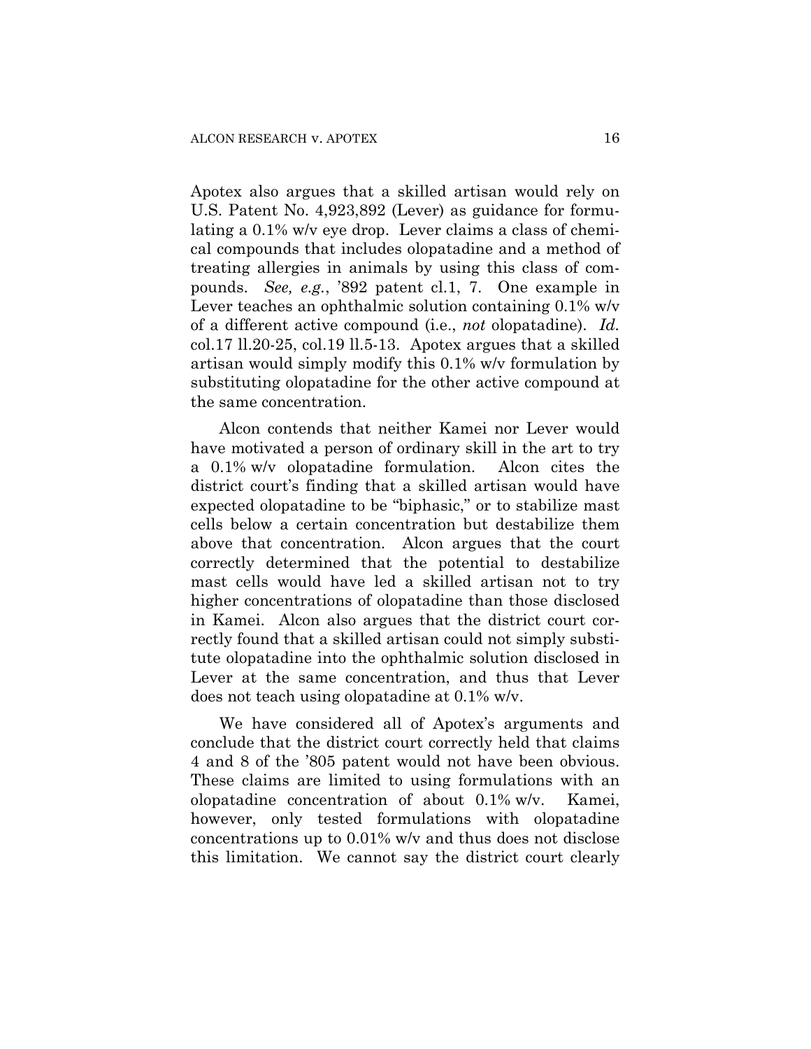Apotex also argues that a skilled artisan would rely on U.S. Patent No. 4,923,892 (Lever) as guidance for formulating a 0.1% w/v eye drop. Lever claims a class of chemical compounds that includes olopatadine and a method of treating allergies in animals by using this class of compounds. *See, e.g.*, '892 patent cl.1, 7. One example in Lever teaches an ophthalmic solution containing 0.1% w/v of a different active compound (i.e., *not* olopatadine). *Id.* col.17 ll.20-25, col.19 ll.5-13. Apotex argues that a skilled artisan would simply modify this 0.1% w/v formulation by substituting olopatadine for the other active compound at the same concentration.

Alcon contends that neither Kamei nor Lever would have motivated a person of ordinary skill in the art to try a 0.1% w/v olopatadine formulation. Alcon cites the district court's finding that a skilled artisan would have expected olopatadine to be "biphasic," or to stabilize mast cells below a certain concentration but destabilize them above that concentration. Alcon argues that the court correctly determined that the potential to destabilize mast cells would have led a skilled artisan not to try higher concentrations of olopatadine than those disclosed in Kamei. Alcon also argues that the district court correctly found that a skilled artisan could not simply substitute olopatadine into the ophthalmic solution disclosed in Lever at the same concentration, and thus that Lever does not teach using olopatadine at 0.1% w/v.

We have considered all of Apotex's arguments and conclude that the district court correctly held that claims 4 and 8 of the '805 patent would not have been obvious. These claims are limited to using formulations with an olopatadine concentration of about 0.1% w/v. Kamei, however, only tested formulations with olopatadine concentrations up to 0.01% w/v and thus does not disclose this limitation. We cannot say the district court clearly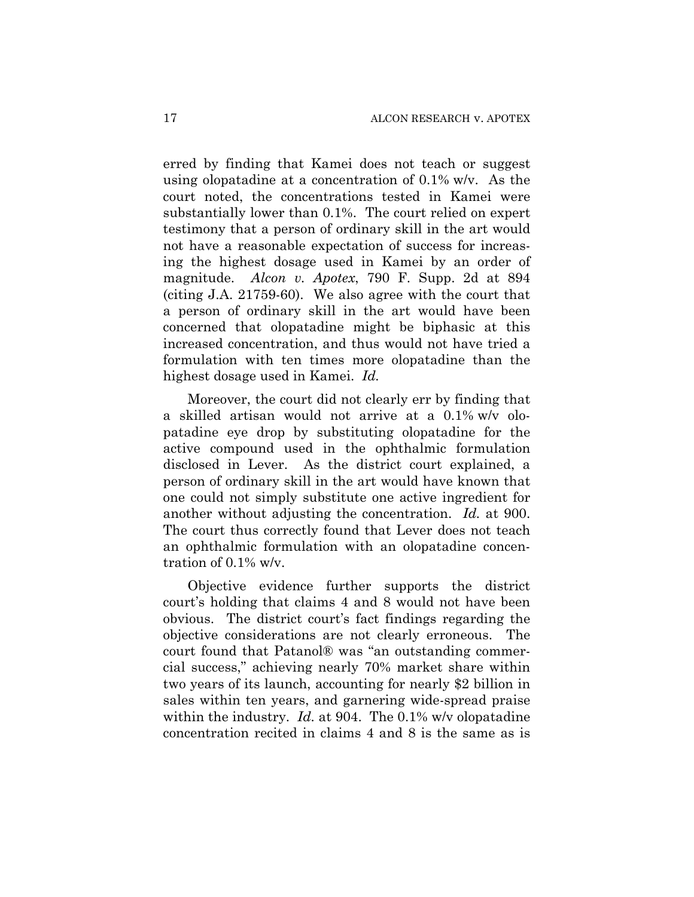erred by finding that Kamei does not teach or suggest using olopatadine at a concentration of 0.1% w/v. As the court noted, the concentrations tested in Kamei were substantially lower than 0.1%. The court relied on expert testimony that a person of ordinary skill in the art would not have a reasonable expectation of success for increasing the highest dosage used in Kamei by an order of magnitude. *Alcon v. Apotex*, 790 F. Supp. 2d at 894 (citing J.A. 21759-60). We also agree with the court that a person of ordinary skill in the art would have been concerned that olopatadine might be biphasic at this increased concentration, and thus would not have tried a formulation with ten times more olopatadine than the highest dosage used in Kamei. *Id.*

Moreover, the court did not clearly err by finding that a skilled artisan would not arrive at a 0.1% w/v olopatadine eye drop by substituting olopatadine for the active compound used in the ophthalmic formulation disclosed in Lever. As the district court explained, a person of ordinary skill in the art would have known that one could not simply substitute one active ingredient for another without adjusting the concentration. *Id.* at 900. The court thus correctly found that Lever does not teach an ophthalmic formulation with an olopatadine concentration of 0.1% w/v.

Objective evidence further supports the district court's holding that claims 4 and 8 would not have been obvious. The district court's fact findings regarding the objective considerations are not clearly erroneous. The court found that Patanol® was "an outstanding commercial success," achieving nearly 70% market share within two years of its launch, accounting for nearly $2 billion in sales within ten years, and garnering wide-spread praise within the industry. *Id.* at 904. The 0.1% w/v olopatadine concentration recited in claims 4 and 8 is the same as is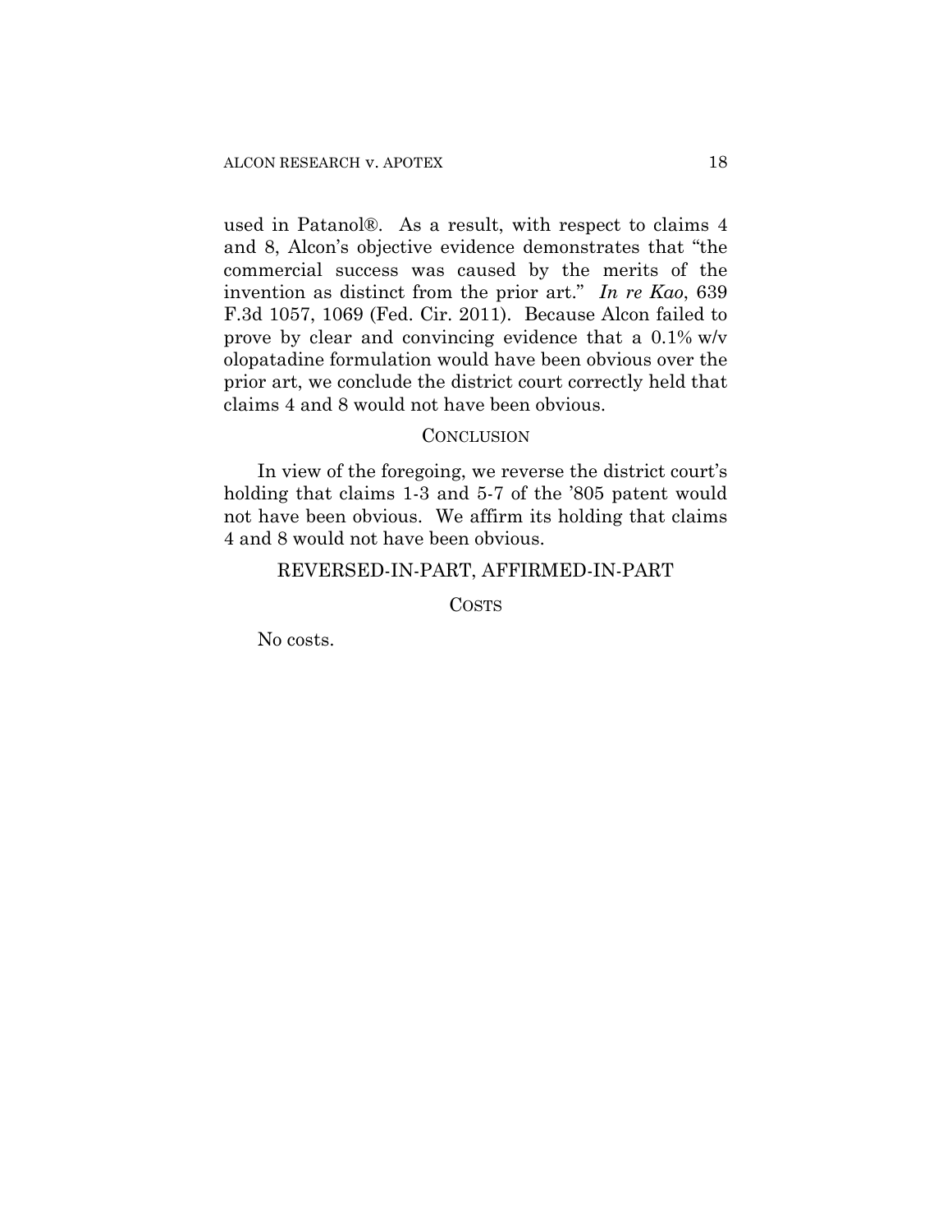used in Patanol®. As a result, with respect to claims 4 and 8, Alcon's objective evidence demonstrates that "the commercial success was caused by the merits of the invention as distinct from the prior art." *In re Kao*, 639 F.3d 1057, 1069 (Fed. Cir. 2011). Because Alcon failed to prove by clear and convincing evidence that a 0.1% w/v olopatadine formulation would have been obvious over the prior art, we conclude the district court correctly held that claims 4 and 8 would not have been obvious.

## CONCLUSION

In view of the foregoing, we reverse the district court's holding that claims 1-3 and 5-7 of the '805 patent would not have been obvious. We affirm its holding that claims 4 and 8 would not have been obvious.

REVERSED-IN-PART, AFFIRMED-IN-PART

COSTS

No costs.